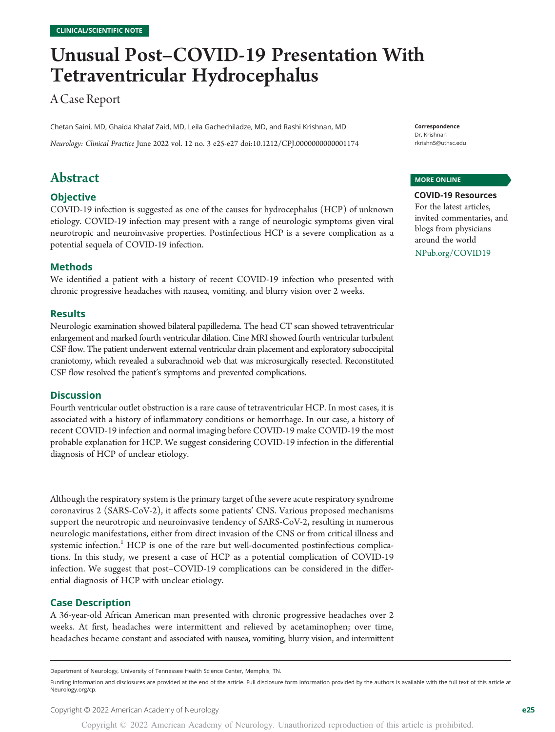CLINICAL/SCIENTIFIC NOTE

# Unusual Post–COVID-19 Presentation With Tetraventricular Hydrocephalus

## A Case Report

Chetan Saini, MD, Ghaida Khalaf Zaid, MD, Leila Gachechiladze, MD, and Rashi Krishnan, MD

*Neurology: Clinical Practice* June 2022 vol. 12 no. 3 e25-e27 doi:10.1212/CPJ.0000000000001174

**Correspondence**
Dr. Krishnan
rkrishn5@uthsc.edu

**MORE ONLINE**

**COVID-19 Resources**
For the latest articles, invited commentaries, and blogs from physicians around the world
NPub.org/COVID19

## Abstract

### Objective

COVID-19 infection is suggested as one of the causes for hydrocephalus (HCP) of unknown etiology. COVID-19 infection may present with a range of neurologic symptoms given viral neurotropic and neuroinvasive properties. Postinfectious HCP is a severe complication as a potential sequela of COVID-19 infection.

### Methods

We identified a patient with a history of recent COVID-19 infection who presented with chronic progressive headaches with nausea, vomiting, and blurry vision over 2 weeks.

### Results

Neurologic examination showed bilateral papilledema. The head CT scan showed tetraventricular enlargement and marked fourth ventricular dilation. Cine MRI showed fourth ventricular turbulent CSF flow. The patient underwent external ventricular drain placement and exploratory suboccipital craniotomy, which revealed a subarachnoid web that was microsurgically resected. Reconstituted CSF flow resolved the patient's symptoms and prevented complications.

### Discussion

Fourth ventricular outlet obstruction is a rare cause of tetraventricular HCP. In most cases, it is associated with a history of inflammatory conditions or hemorrhage. In our case, a history of recent COVID-19 infection and normal imaging before COVID-19 make COVID-19 the most probable explanation for HCP. We suggest considering COVID-19 infection in the differential diagnosis of HCP of unclear etiology.

---

Although the respiratory system is the primary target of the severe acute respiratory syndrome coronavirus 2 (SARS-CoV-2), it affects some patients' CNS. Various proposed mechanisms support the neurotropic and neuroinvasive tendency of SARS-CoV-2, resulting in numerous neurologic manifestations, either from direct invasion of the CNS or from critical illness and systemic infection.[1] HCP is one of the rare but well-documented postinfectious complications. In this study, we present a case of HCP as a potential complication of COVID-19 infection. We suggest that post–COVID-19 complications can be considered in the differential diagnosis of HCP with unclear etiology.

### Case Description

A 36-year-old African American man presented with chronic progressive headaches over 2 weeks. At first, headaches were intermittent and relieved by acetaminophen; over time, headaches became constant and associated with nausea, vomiting, blurry vision, and intermittent

Department of Neurology, University of Tennessee Health Science Center, Memphis, TN.

Funding information and disclosures are provided at the end of the article. Full disclosure form information provided by the authors is available with the full text of this article at Neurology.org/cp.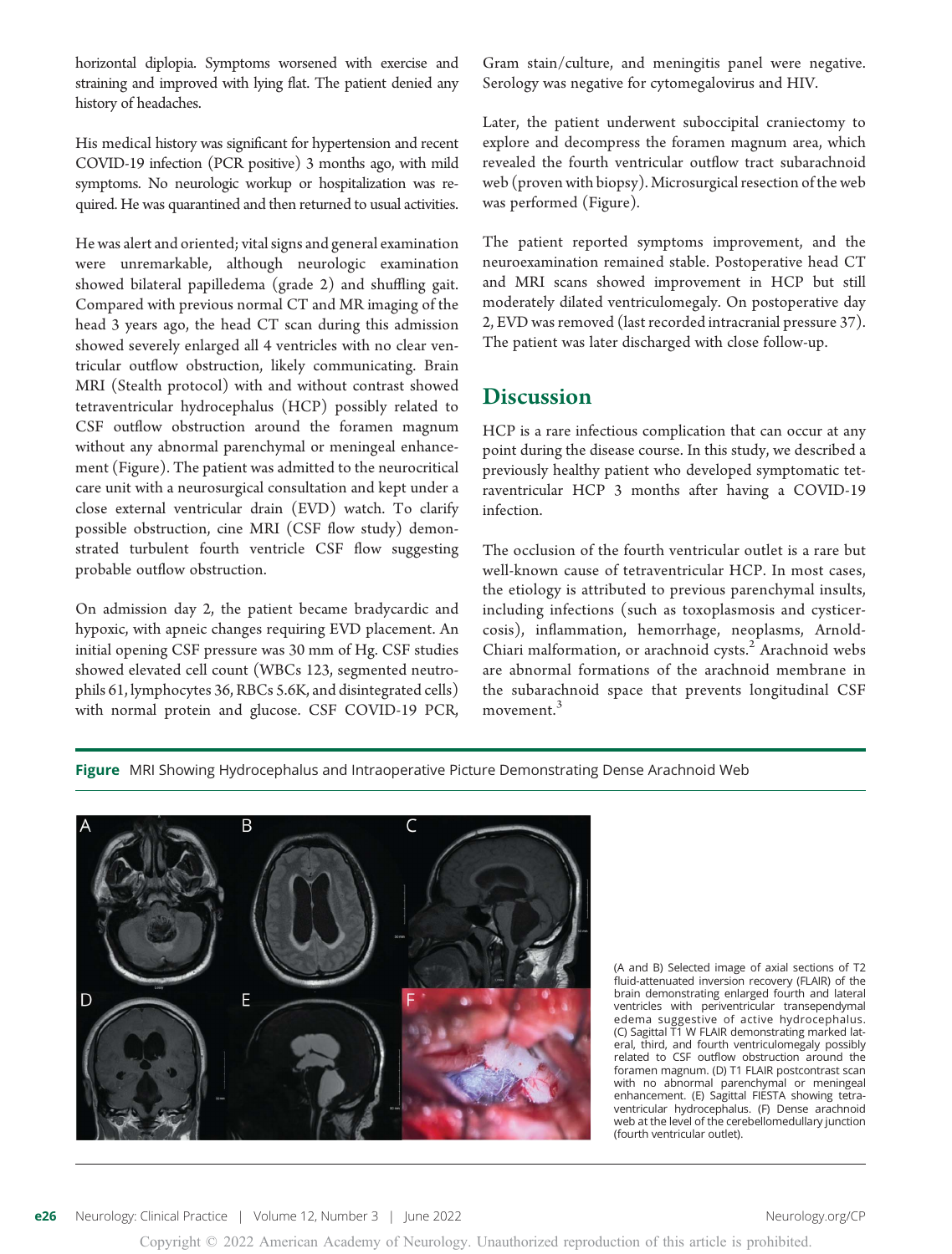horizontal diplopia. Symptoms worsened with exercise and straining and improved with lying flat. The patient denied any history of headaches.

His medical history was significant for hypertension and recent COVID-19 infection (PCR positive) 3 months ago, with mild symptoms. No neurologic workup or hospitalization was required. He was quarantined and then returned to usual activities.

He was alert and oriented; vital signs and general examination were unremarkable, although neurologic examination showed bilateral papilledema (grade 2) and shuffling gait. Compared with previous normal CT and MR imaging of the head 3 years ago, the head CT scan during this admission showed severely enlarged all 4 ventricles with no clear ventricular outflow obstruction, likely communicating. Brain MRI (Stealth protocol) with and without contrast showed tetraventricular hydrocephalus (HCP) possibly related to CSF outflow obstruction around the foramen magnum without any abnormal parenchymal or meningeal enhancement (Figure). The patient was admitted to the neurocritical care unit with a neurosurgical consultation and kept under a close external ventricular drain (EVD) watch. To clarify possible obstruction, cine MRI (CSF flow study) demonstrated turbulent fourth ventricle CSF flow suggesting probable outflow obstruction.

On admission day 2, the patient became bradycardic and hypoxic, with apneic changes requiring EVD placement. An initial opening CSF pressure was 30 mm of Hg. CSF studies showed elevated cell count (WBCs 123, segmented neutrophils 61, lymphocytes 36, RBCs 5.6K, and disintegrated cells) with normal protein and glucose. CSF COVID-19 PCR, Gram stain/culture, and meningitis panel were negative. Serology was negative for cytomegalovirus and HIV.

Later, the patient underwent suboccipital craniectomy to explore and decompress the foramen magnum area, which revealed the fourth ventricular outflow tract subarachnoid web (proven with biopsy). Microsurgical resection of the web was performed (Figure).

The patient reported symptoms improvement, and the neuroexamination remained stable. Postoperative head CT and MRI scans showed improvement in HCP but still moderately dilated ventriculomegaly. On postoperative day 2, EVD was removed (last recorded intracranial pressure 37). The patient was later discharged with close follow-up.

## Discussion

HCP is a rare infectious complication that can occur at any point during the disease course. In this study, we described a previously healthy patient who developed symptomatic tetraventricular HCP 3 months after having a COVID-19 infection.

The occlusion of the fourth ventricular outlet is a rare but well-known cause of tetraventricular HCP. In most cases, the etiology is attributed to previous parenchymal insults, including infections (such as toxoplasmosis and cysticercosis), inflammation, hemorrhage, neoplasms, Arnold-Chiari malformation, or arachnoid cysts.[2] Arachnoid webs are abnormal formations of the arachnoid membrane in the subarachnoid space that prevents longitudinal CSF movement.[3]

**Figure** MRI Showing Hydrocephalus and Intraoperative Picture Demonstrating Dense Arachnoid Web

(A and B) Selected image of axial sections of T2 fluid-attenuated inversion recovery (FLAIR) of the brain demonstrating enlarged fourth and lateral ventricles with periventricular transependymal edema suggestive of active hydrocephalus. (C) Sagittal T1 W FLAIR demonstrating marked lateral, third, and fourth ventriculomegaly possibly related to CSF outflow obstruction around the foramen magnum. (D) T1 FLAIR postcontrast scan with no abnormal parenchymal or meningeal enhancement. (E) Sagittal FIESTA showing tetraventricular hydrocephalus. (F) Dense arachnoid web at the level of the cerebellomedullary junction (fourth ventricular outlet).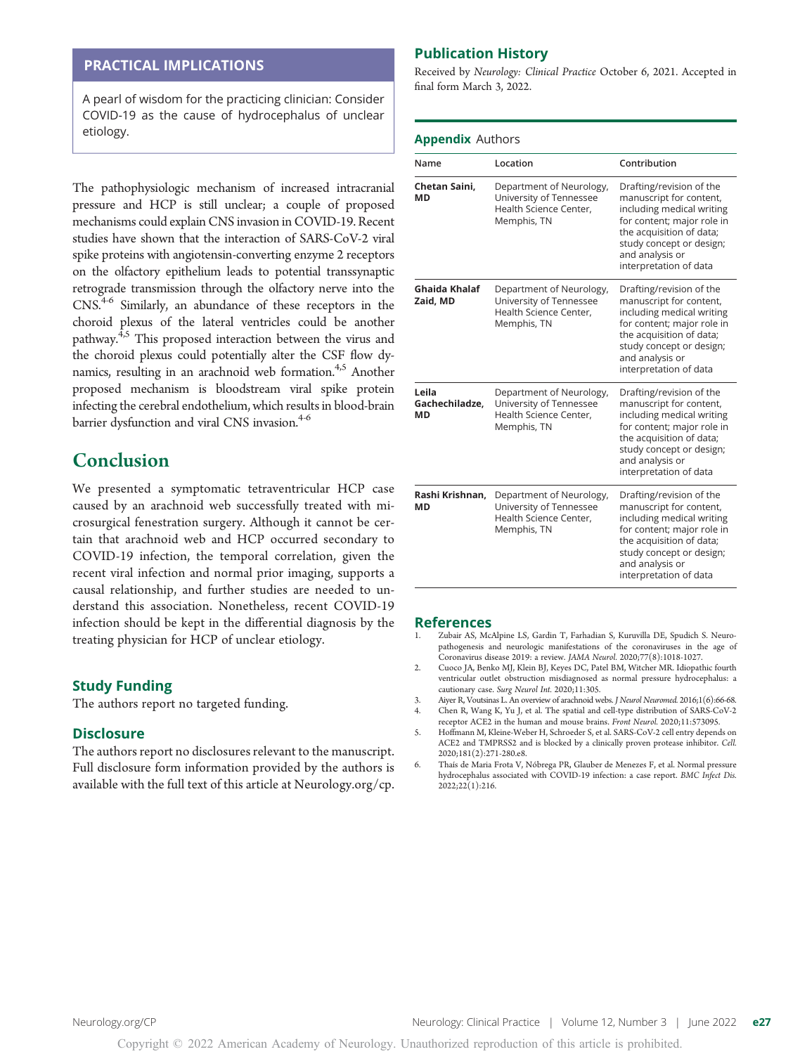## PRACTICAL IMPLICATIONS

A pearl of wisdom for the practicing clinician: Consider COVID-19 as the cause of hydrocephalus of unclear etiology.

The pathophysiologic mechanism of increased intracranial pressure and HCP is still unclear; a couple of proposed mechanisms could explain CNS invasion in COVID-19. Recent studies have shown that the interaction of SARS-CoV-2 viral spike proteins with angiotensin-converting enzyme 2 receptors on the olfactory epithelium leads to potential transsynaptic retrograde transmission through the olfactory nerve into the CNS.[4-6] Similarly, an abundance of these receptors in the choroid plexus of the lateral ventricles could be another pathway.[4,5] This proposed interaction between the virus and the choroid plexus could potentially alter the CSF flow dynamics, resulting in an arachnoid web formation.[4,5] Another proposed mechanism is bloodstream viral spike protein infecting the cerebral endothelium, which results in blood-brain barrier dysfunction and viral CNS invasion.[4-6]

# Conclusion

We presented a symptomatic tetraventricular HCP case caused by an arachnoid web successfully treated with microsurgical fenestration surgery. Although it cannot be certain that arachnoid web and HCP occurred secondary to COVID-19 infection, the temporal correlation, given the recent viral infection and normal prior imaging, supports a causal relationship, and further studies are needed to understand this association. Nonetheless, recent COVID-19 infection should be kept in the differential diagnosis by the treating physician for HCP of unclear etiology.

### Study Funding

The authors report no targeted funding.

### Disclosure

The authors report no disclosures relevant to the manuscript. Full disclosure form information provided by the authors is available with the full text of this article at Neurology.org/cp.

## Publication History

Received by *Neurology: Clinical Practice* October 6, 2021. Accepted in final form March 3, 2022.

### Appendix Authors

| Name | Location | Contribution |
|---|---|---|
| **Chetan Saini, MD** | Department of Neurology, University of Tennessee Health Science Center, Memphis, TN | Drafting/revision of the manuscript for content, including medical writing for content; major role in the acquisition of data; study concept or design; and analysis or interpretation of data |
| **Ghaida Khalaf Zaid, MD** | Department of Neurology, University of Tennessee Health Science Center, Memphis, TN | Drafting/revision of the manuscript for content, including medical writing for content; major role in the acquisition of data; study concept or design; and analysis or interpretation of data |
| **Leila Gachechiladze, MD** | Department of Neurology, University of Tennessee Health Science Center, Memphis, TN | Drafting/revision of the manuscript for content, including medical writing for content; major role in the acquisition of data; study concept or design; and analysis or interpretation of data |
| **Rashi Krishnan, MD** | Department of Neurology, University of Tennessee Health Science Center, Memphis, TN | Drafting/revision of the manuscript for content, including medical writing for content; major role in the acquisition of data; study concept or design; and analysis or interpretation of data |

## References

1. Zubair AS, McAlpine LS, Gardin T, Farhadian S, Kuruvilla DE, Spudich S. Neuropathogenesis and neurologic manifestations of the coronaviruses in the age of Coronavirus disease 2019: a review. *JAMA Neurol.* 2020;77(8):1018-1027.
2. Cuoco JA, Benko MJ, Klein BJ, Keyes DC, Patel BM, Witcher MR. Idiopathic fourth ventricular outlet obstruction misdiagnosed as normal pressure hydrocephalus: a cautionary case. *Surg Neurol Int.* 2020;11:305.
3. Aiyer R, Voutsinas L. An overview of arachnoid webs. *J Neurol Neuromed.* 2016;1(6):66-68.
4. Chen R, Wang K, Yu J, et al. The spatial and cell-type distribution of SARS-CoV-2 receptor ACE2 in the human and mouse brains. *Front Neurol.* 2020;11:573095.
5. Hoffmann M, Kleine-Weber H, Schroeder S, et al. SARS-CoV-2 cell entry depends on ACE2 and TMPRSS2 and is blocked by a clinically proven protease inhibitor. *Cell.* 2020;181(2):271-280.e8.
6. Thaís de Maria Frota V, Nóbrega PR, Glauber de Menezes F, et al. Normal pressure hydrocephalus associated with COVID-19 infection: a case report. *BMC Infect Dis.* 2022;22(1):216.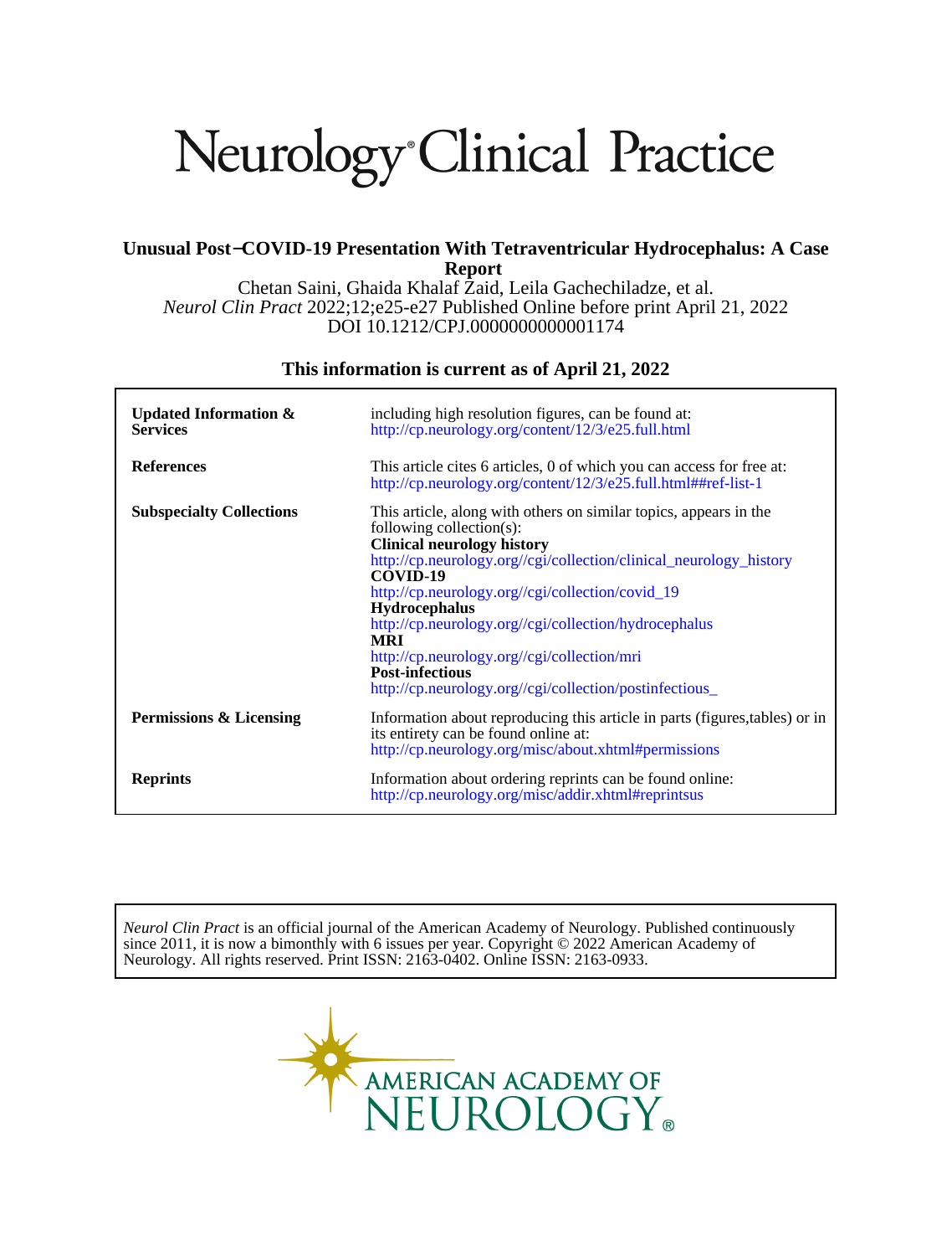# Neurology® Clinical Practice

**Unusual Post–COVID-19 Presentation With Tetraventricular Hydrocephalus: A Case Report**

Chetan Saini, Ghaida Khalaf Zaid, Leila Gachechiladze, et al.

*Neurol Clin Pract* 2022;12;e25-e27 Published Online before print April 21, 2022

DOI 10.1212/CPJ.0000000000001174

**This information is current as of April 21, 2022**

| | |
|---|---|
| **Updated Information & Services** | including high resolution figures, can be found at: http://cp.neurology.org/content/12/3/e25.full.html |
| **References** | This article cites 6 articles, 0 of which you can access for free at: http://cp.neurology.org/content/12/3/e25.full.html##ref-list-1 |
| **Subspecialty Collections** | This article, along with others on similar topics, appears in the following collection(s): **Clinical neurology history** http://cp.neurology.org//cgi/collection/clinical_neurology_history **COVID-19** http://cp.neurology.org//cgi/collection/covid_19 **Hydrocephalus** http://cp.neurology.org//cgi/collection/hydrocephalus **MRI** http://cp.neurology.org//cgi/collection/mri **Post-infectious** http://cp.neurology.org//cgi/collection/postinfectious_ |
| **Permissions & Licensing** | Information about reproducing this article in parts (figures,tables) or in its entirety can be found online at: http://cp.neurology.org/misc/about.xhtml#permissions |
| **Reprints** | Information about ordering reprints can be found online: http://cp.neurology.org/misc/addir.xhtml#reprintsus |

*Neurol Clin Pract* is an official journal of the American Academy of Neurology. Published continuously since 2011, it is now a bimonthly with 6 issues per year. Copyright © 2022 American Academy of Neurology. All rights reserved. Print ISSN: 2163-0402. Online ISSN: 2163-0933.

AMERICAN ACADEMY OF NEUROLOGY®